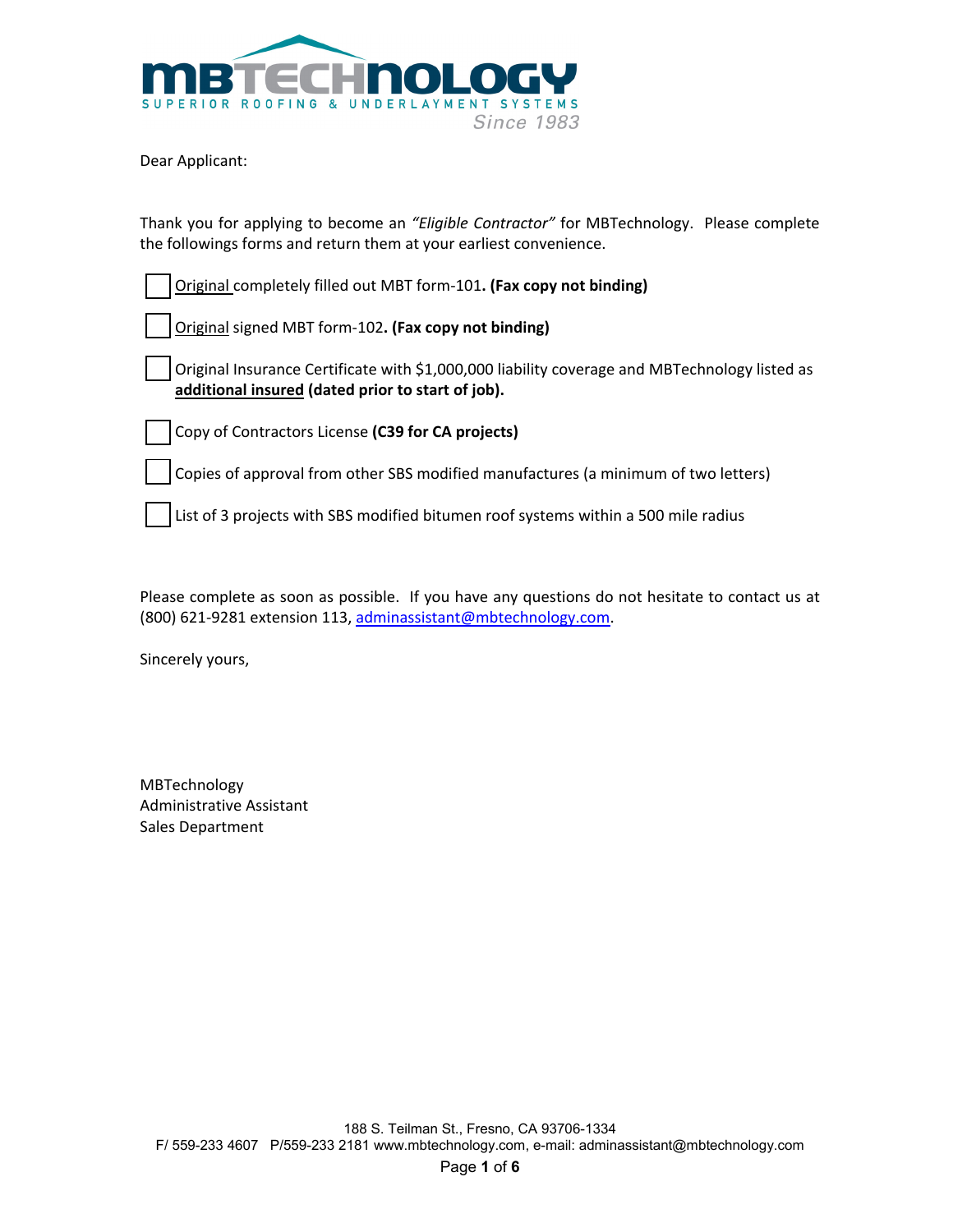MBTECHNOLOGY

SUPERIOR ROOFING & UNDERLAYMENT SYSTEMS

Since 1983

Dear Applicant:

Thank you for applying to become an *"Eligible Contractor"* for MBTechnology. Please complete the followings forms and return them at your earliest convenience.

- [ ] <u>Original</u> completely filled out MBT form-101**. (Fax copy not binding)**
- [ ] <u>Original</u> signed MBT form-102**. (Fax copy not binding)**
- [ ] Original Insurance Certificate with $1,000,000 liability coverage and MBTechnology listed as **<u>additional insured</u> (dated prior to start of job).**
- [ ] Copy of Contractors License **(C39 for CA projects)**
- [ ] Copies of approval from other SBS modified manufactures (a minimum of two letters)
- [ ] List of 3 projects with SBS modified bitumen roof systems within a 500 mile radius

Please complete as soon as possible. If you have any questions do not hesitate to contact us at (800) 621-9281 extension 113, adminassistant@mbtechnology.com.

Sincerely yours,

MBTechnology
Administrative Assistant
Sales Department

188 S. Teilman St., Fresno, CA 93706-1334
F/ 559-233 4607 P/559-233 2181 www.mbtechnology.com, e-mail: adminassistant@mbtechnology.com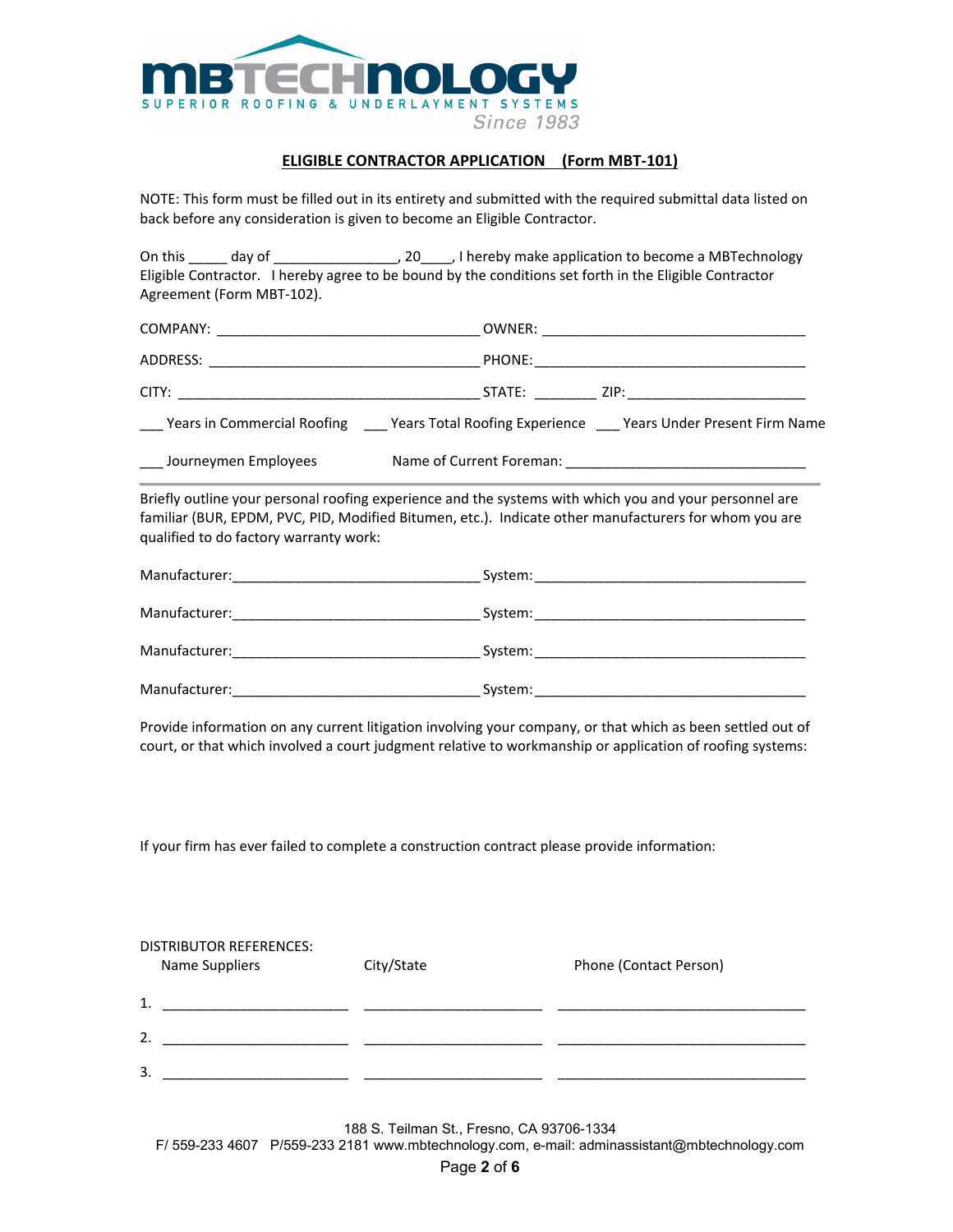MBTECHNOLOGY
SUPERIOR ROOFING & UNDERLAYMENT SYSTEMS
Since 1983

## ELIGIBLE CONTRACTOR APPLICATION (Form MBT-101)

NOTE: This form must be filled out in its entirety and submitted with the required submittal data listed on back before any consideration is given to become an Eligible Contractor.

On this _____ day of ________________, 20____, I hereby make application to become a MBTechnology Eligible Contractor. I hereby agree to be bound by the conditions set forth in the Eligible Contractor Agreement (Form MBT-102).

COMPANY: ___________________________________ OWNER: ___________________________________

ADDRESS: ___________________________________ PHONE: ___________________________________

CITY: ___________________________________ STATE: ________ ZIP: ________________________

___ Years in Commercial Roofing ___ Years Total Roofing Experience ___ Years Under Present Firm Name

___ Journeymen Employees Name of Current Foreman: ________________________________

---

Briefly outline your personal roofing experience and the systems with which you and your personnel are familiar (BUR, EPDM, PVC, PID, Modified Bitumen, etc.). Indicate other manufacturers for whom you are qualified to do factory warranty work:

Manufacturer:________________________________ System: ___________________________________

Manufacturer:________________________________ System: ___________________________________

Manufacturer:________________________________ System: ___________________________________

Manufacturer:________________________________ System: ___________________________________

Provide information on any current litigation involving your company, or that which as been settled out of court, or that which involved a court judgment relative to workmanship or application of roofing systems:

If your firm has ever failed to complete a construction contract please provide information:

DISTRIBUTOR REFERENCES:

| | Name Suppliers | City/State | Phone (Contact Person) |
|---|---|---|---|
| 1. | ________________________ | ________________________ | __________________________________ |
| 2. | ________________________ | ________________________ | __________________________________ |
| 3. | ________________________ | ________________________ | __________________________________ |

188 S. Teilman St., Fresno, CA 93706-1334
F/ 559-233 4607 P/559-233 2181 www.mbtechnology.com, e-mail: adminassistant@mbtechnology.com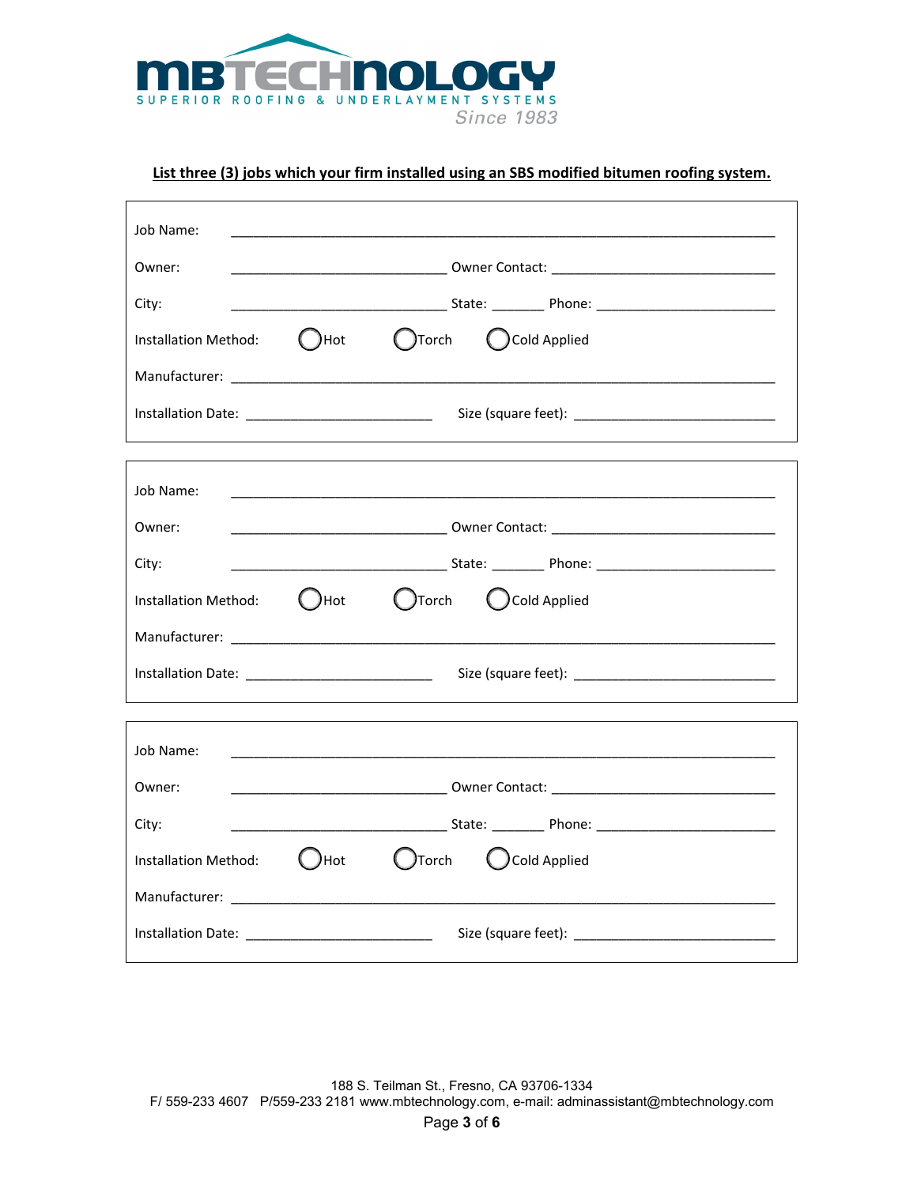MBTECHNOLOGY

SUPERIOR ROOFING & UNDERLAYMENT SYSTEMS

Since 1983

**List three (3) jobs which your firm installed using an SBS modified bitumen roofing system.**

Job Name: ______________________________________________________________________

Owner: ____________________________ Owner Contact: _____________________________

City: ____________________________ State: _______ Phone: _________________________

Installation Method: ◯ Hot ◯ Torch ◯ Cold Applied

Manufacturer: ___________________________________________________________________

Installation Date: ________________________ Size (square feet): ___________________________

---

Job Name: ______________________________________________________________________

Owner: ____________________________ Owner Contact: _____________________________

City: ____________________________ State: _______ Phone: _________________________

Installation Method: ◯ Hot ◯ Torch ◯ Cold Applied

Manufacturer: ___________________________________________________________________

Installation Date: ________________________ Size (square feet): ___________________________

---

Job Name: ______________________________________________________________________

Owner: ____________________________ Owner Contact: _____________________________

City: ____________________________ State: _______ Phone: _________________________

Installation Method: ◯ Hot ◯ Torch ◯ Cold Applied

Manufacturer: ___________________________________________________________________

Installation Date: ________________________ Size (square feet): ___________________________

188 S. Teilman St., Fresno, CA 93706-1334
F/ 559-233 4607 P/559-233 2181 www.mbtechnology.com, e-mail: adminassistant@mbtechnology.com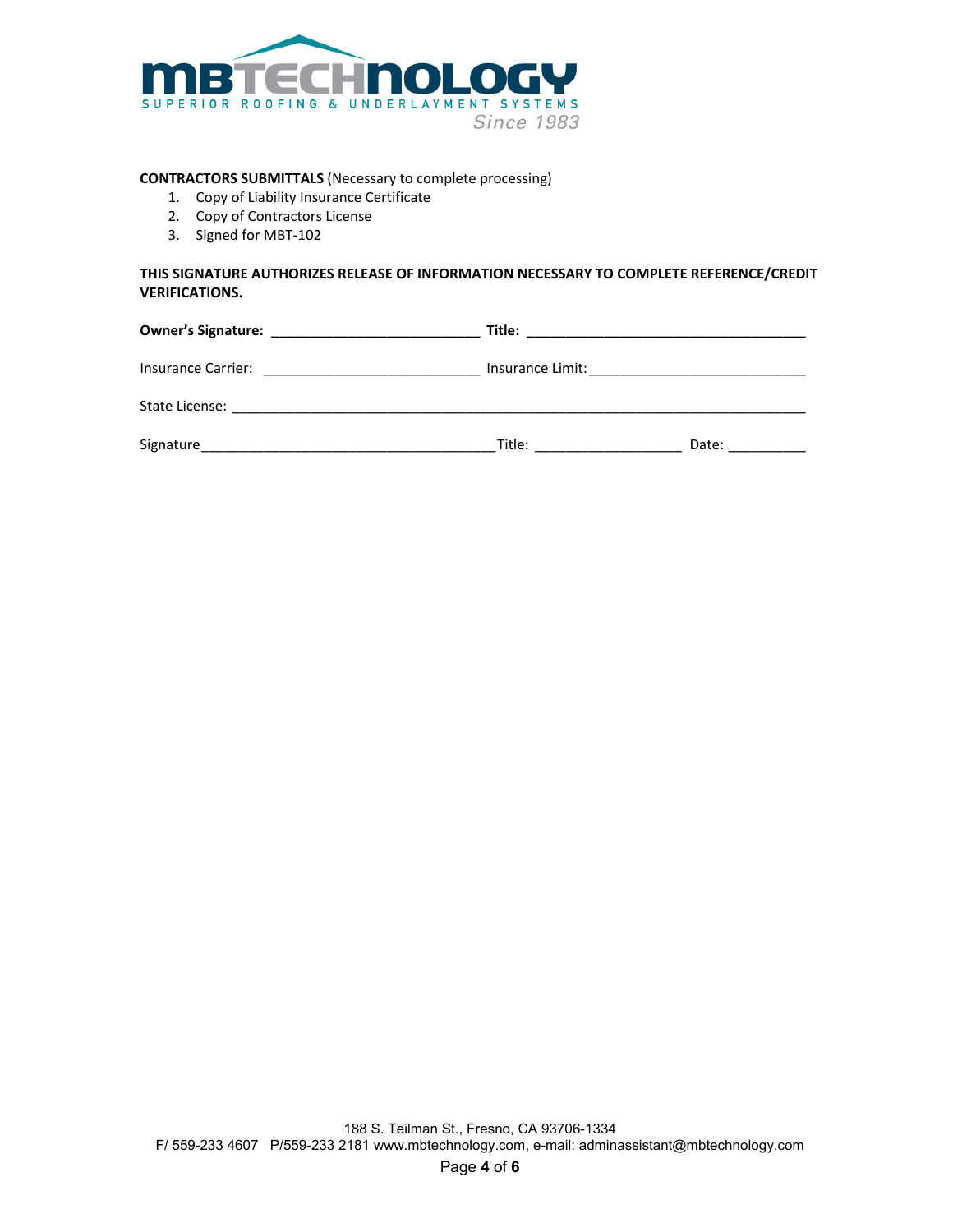**CONTRACTORS SUBMITTALS** (Necessary to complete processing)

1. Copy of Liability Insurance Certificate
2. Copy of Contractors License
3. Signed for MBT-102

**THIS SIGNATURE AUTHORIZES RELEASE OF INFORMATION NECESSARY TO COMPLETE REFERENCE/CREDIT VERIFICATIONS.**

**Owner's Signature: ___________________________ Title: ____________________________________**

Insurance Carrier: ___________________________ Insurance Limit:____________________________

State License: ___________________________________________________________________________

Signature______________________________________Title: ___________________ Date: __________

188 S. Teilman St., Fresno, CA 93706-1334

F/ 559-233 4607 P/559-233 2181 www.mbtechnology.com, e-mail: adminassistant@mbtechnology.com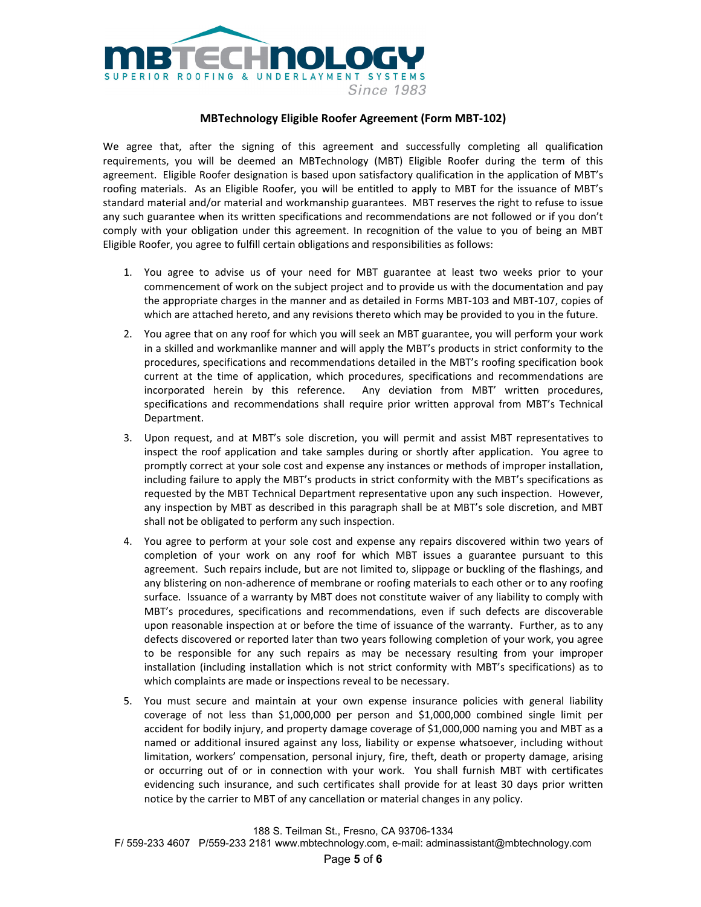**MBTechnology Eligible Roofer Agreement (Form MBT-102)**

We agree that, after the signing of this agreement and successfully completing all qualification requirements, you will be deemed an MBTechnology (MBT) Eligible Roofer during the term of this agreement. Eligible Roofer designation is based upon satisfactory qualification in the application of MBT's roofing materials. As an Eligible Roofer, you will be entitled to apply to MBT for the issuance of MBT's standard material and/or material and workmanship guarantees. MBT reserves the right to refuse to issue any such guarantee when its written specifications and recommendations are not followed or if you don't comply with your obligation under this agreement. In recognition of the value to you of being an MBT Eligible Roofer, you agree to fulfill certain obligations and responsibilities as follows:

1. You agree to advise us of your need for MBT guarantee at least two weeks prior to your commencement of work on the subject project and to provide us with the documentation and pay the appropriate charges in the manner and as detailed in Forms MBT-103 and MBT-107, copies of which are attached hereto, and any revisions thereto which may be provided to you in the future.

2. You agree that on any roof for which you will seek an MBT guarantee, you will perform your work in a skilled and workmanlike manner and will apply the MBT's products in strict conformity to the procedures, specifications and recommendations detailed in the MBT's roofing specification book current at the time of application, which procedures, specifications and recommendations are incorporated herein by this reference. Any deviation from MBT' written procedures, specifications and recommendations shall require prior written approval from MBT's Technical Department.

3. Upon request, and at MBT's sole discretion, you will permit and assist MBT representatives to inspect the roof application and take samples during or shortly after application. You agree to promptly correct at your sole cost and expense any instances or methods of improper installation, including failure to apply the MBT's products in strict conformity with the MBT's specifications as requested by the MBT Technical Department representative upon any such inspection. However, any inspection by MBT as described in this paragraph shall be at MBT's sole discretion, and MBT shall not be obligated to perform any such inspection.

4. You agree to perform at your sole cost and expense any repairs discovered within two years of completion of your work on any roof for which MBT issues a guarantee pursuant to this agreement. Such repairs include, but are not limited to, slippage or buckling of the flashings, and any blistering on non-adherence of membrane or roofing materials to each other or to any roofing surface. Issuance of a warranty by MBT does not constitute waiver of any liability to comply with MBT's procedures, specifications and recommendations, even if such defects are discoverable upon reasonable inspection at or before the time of issuance of the warranty. Further, as to any defects discovered or reported later than two years following completion of your work, you agree to be responsible for any such repairs as may be necessary resulting from your improper installation (including installation which is not strict conformity with MBT's specifications) as to which complaints are made or inspections reveal to be necessary.

5. You must secure and maintain at your own expense insurance policies with general liability coverage of not less than $1,000,000 per person and $1,000,000 combined single limit per accident for bodily injury, and property damage coverage of $1,000,000 naming you and MBT as a named or additional insured against any loss, liability or expense whatsoever, including without limitation, workers' compensation, personal injury, fire, theft, death or property damage, arising or occurring out of or in connection with your work. You shall furnish MBT with certificates evidencing such insurance, and such certificates shall provide for at least 30 days prior written notice by the carrier to MBT of any cancellation or material changes in any policy.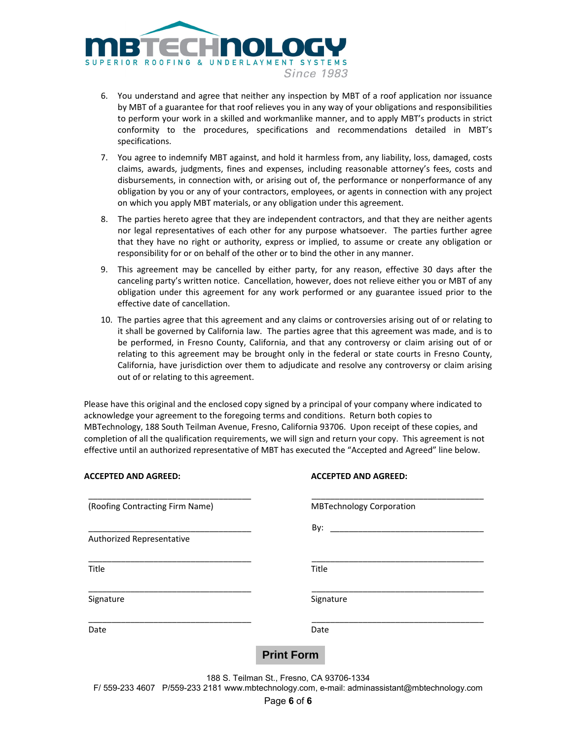6. You understand and agree that neither any inspection by MBT of a roof application nor issuance by MBT of a guarantee for that roof relieves you in any way of your obligations and responsibilities to perform your work in a skilled and workmanlike manner, and to apply MBT's products in strict conformity to the procedures, specifications and recommendations detailed in MBT's specifications.
7. You agree to indemnify MBT against, and hold it harmless from, any liability, loss, damaged, costs claims, awards, judgments, fines and expenses, including reasonable attorney's fees, costs and disbursements, in connection with, or arising out of, the performance or nonperformance of any obligation by you or any of your contractors, employees, or agents in connection with any project on which you apply MBT materials, or any obligation under this agreement.
8. The parties hereto agree that they are independent contractors, and that they are neither agents nor legal representatives of each other for any purpose whatsoever. The parties further agree that they have no right or authority, express or implied, to assume or create any obligation or responsibility for or on behalf of the other or to bind the other in any manner.
9. This agreement may be cancelled by either party, for any reason, effective 30 days after the canceling party's written notice. Cancellation, however, does not relieve either you or MBT of any obligation under this agreement for any work performed or any guarantee issued prior to the effective date of cancellation.
10. The parties agree that this agreement and any claims or controversies arising out of or relating to it shall be governed by California law. The parties agree that this agreement was made, and is to be performed, in Fresno County, California, and that any controversy or claim arising out of or relating to this agreement may be brought only in the federal or state courts in Fresno County, California, have jurisdiction over them to adjudicate and resolve any controversy or claim arising out of or relating to this agreement.

Please have this original and the enclosed copy signed by a principal of your company where indicated to acknowledge your agreement to the foregoing terms and conditions. Return both copies to MBTechnology, 188 South Teilman Avenue, Fresno, California 93706. Upon receipt of these copies, and completion of all the qualification requirements, we will sign and return your copy. This agreement is not effective until an authorized representative of MBT has executed the "Accepted and Agreed" line below.

| **ACCEPTED AND AGREED:** | **ACCEPTED AND AGREED:** |
|---|---|
| ____________________ | ____________________ |
| (Roofing Contracting Firm Name) | MBTechnology Corporation |
| ____________________ | By: ____________________ |
| Authorized Representative | |
| ____________________ | ____________________ |
| Title | Title |
| ____________________ | ____________________ |
| Signature | Signature |
| ____________________ | ____________________ |
| Date | Date |

Print Form

188 S. Teilman St., Fresno, CA 93706-1334
F/ 559-233 4607 P/559-233 2181 www.mbtechnology.com, e-mail: adminassistant@mbtechnology.com